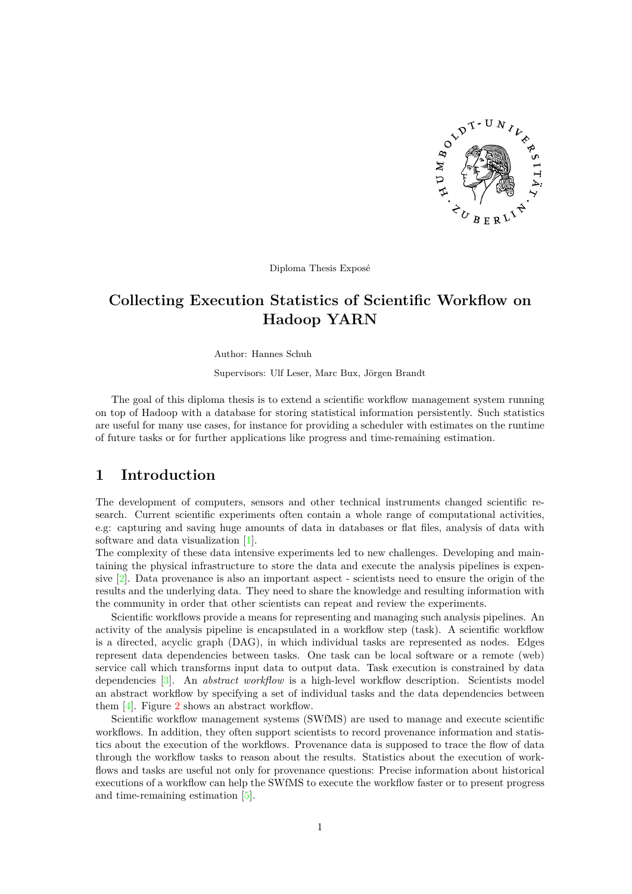Diploma Thesis Exposé

# Collecting Execution Statistics of Scientific Workflow on Hadoop YARN

Author: Hannes Schuh

Supervisors: Ulf Leser, Marc Bux, Jörgen Brandt

The goal of this diploma thesis is to extend a scientific workflow management system running on top of Hadoop with a database for storing statistical information persistently. Such statistics are useful for many use cases, for instance for providing a scheduler with estimates on the runtime of future tasks or for further applications like progress and time-remaining estimation.

## 1 Introduction

The development of computers, sensors and other technical instruments changed scientific research. Current scientific experiments often contain a whole range of computational activities, e.g: capturing and saving huge amounts of data in databases or flat files, analysis of data with software and data visualization [1].
The complexity of these data intensive experiments led to new challenges. Developing and maintaining the physical infrastructure to store the data and execute the analysis pipelines is expensive [2]. Data provenance is also an important aspect - scientists need to ensure the origin of the results and the underlying data. They need to share the knowledge and resulting information with the community in order that other scientists can repeat and review the experiments.

Scientific workflows provide a means for representing and managing such analysis pipelines. An activity of the analysis pipeline is encapsulated in a workflow step (task). A scientific workflow is a directed, acyclic graph (DAG), in which individual tasks are represented as nodes. Edges represent data dependencies between tasks. One task can be local software or a remote (web) service call which transforms input data to output data. Task execution is constrained by data dependencies [3]. An *abstract workflow* is a high-level workflow description. Scientists model an abstract workflow by specifying a set of individual tasks and the data dependencies between them [4]. Figure 2 shows an abstract workflow.

Scientific workflow management systems (SWfMS) are used to manage and execute scientific workflows. In addition, they often support scientists to record provenance information and statistics about the execution of the workflows. Provenance data is supposed to trace the flow of data through the workflow tasks to reason about the results. Statistics about the execution of workflows and tasks are useful not only for provenance questions: Precise information about historical executions of a workflow can help the SWfMS to execute the workflow faster or to present progress and time-remaining estimation [5].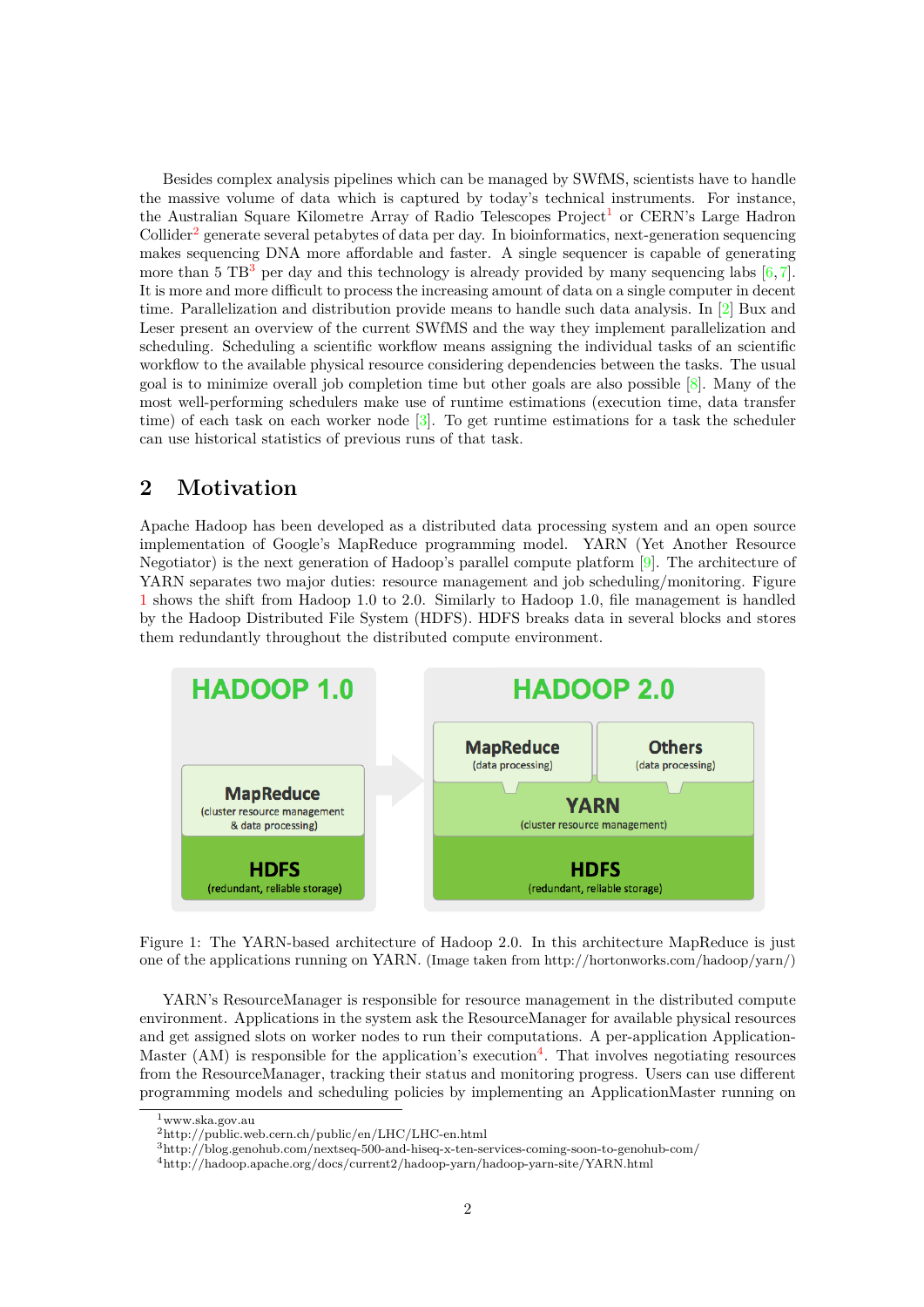Besides complex analysis pipelines which can be managed by SWfMS, scientists have to handle the massive volume of data which is captured by today's technical instruments. For instance, the Australian Square Kilometre Array of Radio Telescopes Project[1] or CERN's Large Hadron Collider[2] generate several petabytes of data per day. In bioinformatics, next-generation sequencing makes sequencing DNA more affordable and faster. A single sequencer is capable of generating more than 5 TB[3] per day and this technology is already provided by many sequencing labs [6, 7]. It is more and more difficult to process the increasing amount of data on a single computer in decent time. Parallelization and distribution provide means to handle such data analysis. In [2] Bux and Leser present an overview of the current SWfMS and the way they implement parallelization and scheduling. Scheduling a scientific workflow means assigning the individual tasks of an scientific workflow to the available physical resource considering dependencies between the tasks. The usual goal is to minimize overall job completion time but other goals are also possible [8]. Many of the most well-performing schedulers make use of runtime estimations (execution time, data transfer time) of each task on each worker node [3]. To get runtime estimations for a task the scheduler can use historical statistics of previous runs of that task.

## 2 Motivation

Apache Hadoop has been developed as a distributed data processing system and an open source implementation of Google's MapReduce programming model. YARN (Yet Another Resource Negotiator) is the next generation of Hadoop's parallel compute platform [9]. The architecture of YARN separates two major duties: resource management and job scheduling/monitoring. Figure 1 shows the shift from Hadoop 1.0 to 2.0. Similarly to Hadoop 1.0, file management is handled by the Hadoop Distributed File System (HDFS). HDFS breaks data in several blocks and stores them redundantly throughout the distributed compute environment.

Figure 1: The YARN-based architecture of Hadoop 2.0. In this architecture MapReduce is just one of the applications running on YARN. (Image taken from http://hortonworks.com/hadoop/yarn/)

YARN's ResourceManager is responsible for resource management in the distributed compute environment. Applications in the system ask the ResourceManager for available physical resources and get assigned slots on worker nodes to run their computations. A per-application Application-Master (AM) is responsible for the application's execution[4]. That involves negotiating resources from the ResourceManager, tracking their status and monitoring progress. Users can use different programming models and scheduling policies by implementing an ApplicationMaster running on

[1] www.ska.gov.au
[2] http://public.web.cern.ch/public/en/LHC/LHC-en.html
[3] http://blog.genohub.com/nextseq-500-and-hiseq-x-ten-services-coming-soon-to-genohub-com/
[4] http://hadoop.apache.org/docs/current2/hadoop-yarn/hadoop-yarn-site/YARN.html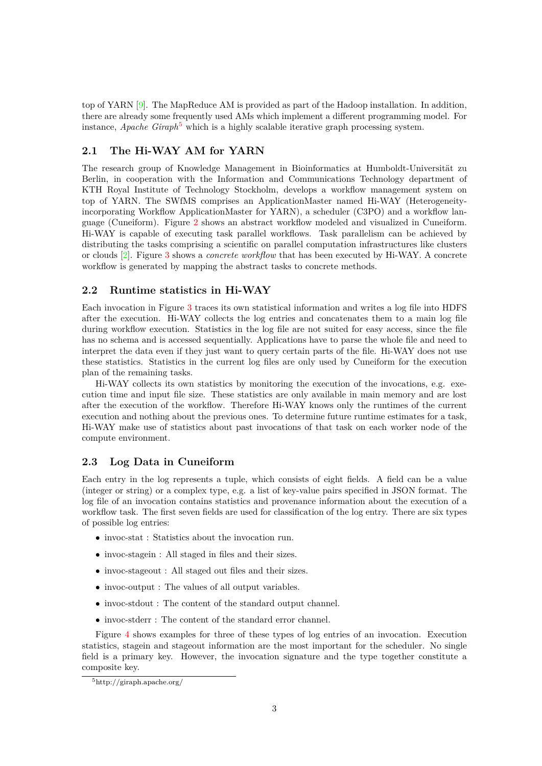top of YARN [9]. The MapReduce AM is provided as part of the Hadoop installation. In addition, there are already some frequently used AMs which implement a different programming model. For instance, *Apache Giraph*[5] which is a highly scalable iterative graph processing system.

## 2.1 The Hi-WAY AM for YARN

The research group of Knowledge Management in Bioinformatics at Humboldt-Universität zu Berlin, in cooperation with the Information and Communications Technology department of KTH Royal Institute of Technology Stockholm, develops a workflow management system on top of YARN. The SWfMS comprises an ApplicationMaster named Hi-WAY (Heterogeneity-incorporating Workflow ApplicationMaster for YARN), a scheduler (C3PO) and a workflow language (Cuneiform). Figure 2 shows an abstract workflow modeled and visualized in Cuneiform. Hi-WAY is capable of executing task parallel workflows. Task parallelism can be achieved by distributing the tasks comprising a scientific on parallel computation infrastructures like clusters or clouds [2]. Figure 3 shows a *concrete workflow* that has been executed by Hi-WAY. A concrete workflow is generated by mapping the abstract tasks to concrete methods.

## 2.2 Runtime statistics in Hi-WAY

Each invocation in Figure 3 traces its own statistical information and writes a log file into HDFS after the execution. Hi-WAY collects the log entries and concatenates them to a main log file during workflow execution. Statistics in the log file are not suited for easy access, since the file has no schema and is accessed sequentially. Applications have to parse the whole file and need to interpret the data even if they just want to query certain parts of the file. Hi-WAY does not use these statistics. Statistics in the current log files are only used by Cuneiform for the execution plan of the remaining tasks.

Hi-WAY collects its own statistics by monitoring the execution of the invocations, e.g. execution time and input file size. These statistics are only available in main memory and are lost after the execution of the workflow. Therefore Hi-WAY knows only the runtimes of the current execution and nothing about the previous ones. To determine future runtime estimates for a task, Hi-WAY make use of statistics about past invocations of that task on each worker node of the compute environment.

## 2.3 Log Data in Cuneiform

Each entry in the log represents a tuple, which consists of eight fields. A field can be a value (integer or string) or a complex type, e.g. a list of key-value pairs specified in JSON format. The log file of an invocation contains statistics and provenance information about the execution of a workflow task. The first seven fields are used for classification of the log entry. There are six types of possible log entries:

- invoc-stat : Statistics about the invocation run.
- invoc-stagein : All staged in files and their sizes.
- invoc-stageout : All staged out files and their sizes.
- invoc-output : The values of all output variables.
- invoc-stdout : The content of the standard output channel.
- invoc-stderr : The content of the standard error channel.

Figure 4 shows examples for three of these types of log entries of an invocation. Execution statistics, stagein and stageout information are the most important for the scheduler. No single field is a primary key. However, the invocation signature and the type together constitute a composite key.

[5] http://giraph.apache.org/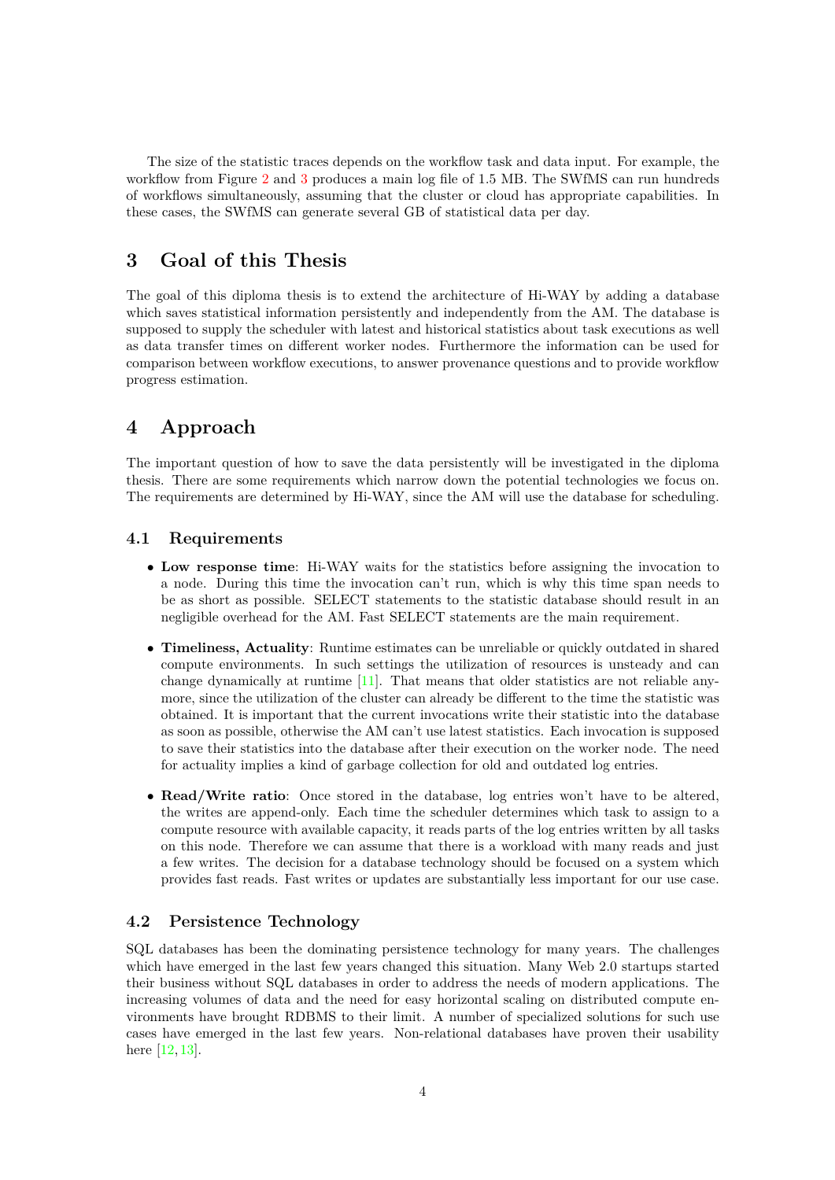The size of the statistic traces depends on the workflow task and data input. For example, the workflow from Figure 2 and 3 produces a main log file of 1.5 MB. The SWfMS can run hundreds of workflows simultaneously, assuming that the cluster or cloud has appropriate capabilities. In these cases, the SWfMS can generate several GB of statistical data per day.

# 3 Goal of this Thesis

The goal of this diploma thesis is to extend the architecture of Hi-WAY by adding a database which saves statistical information persistently and independently from the AM. The database is supposed to supply the scheduler with latest and historical statistics about task executions as well as data transfer times on different worker nodes. Furthermore the information can be used for comparison between workflow executions, to answer provenance questions and to provide workflow progress estimation.

# 4 Approach

The important question of how to save the data persistently will be investigated in the diploma thesis. There are some requirements which narrow down the potential technologies we focus on. The requirements are determined by Hi-WAY, since the AM will use the database for scheduling.

## 4.1 Requirements

- **Low response time**: Hi-WAY waits for the statistics before assigning the invocation to a node. During this time the invocation can't run, which is why this time span needs to be as short as possible. SELECT statements to the statistic database should result in an negligible overhead for the AM. Fast SELECT statements are the main requirement.
- **Timeliness, Actuality**: Runtime estimates can be unreliable or quickly outdated in shared compute environments. In such settings the utilization of resources is unsteady and can change dynamically at runtime [11]. That means that older statistics are not reliable anymore, since the utilization of the cluster can already be different to the time the statistic was obtained. It is important that the current invocations write their statistic into the database as soon as possible, otherwise the AM can't use latest statistics. Each invocation is supposed to save their statistics into the database after their execution on the worker node. The need for actuality implies a kind of garbage collection for old and outdated log entries.
- **Read/Write ratio**: Once stored in the database, log entries won't have to be altered, the writes are append-only. Each time the scheduler determines which task to assign to a compute resource with available capacity, it reads parts of the log entries written by all tasks on this node. Therefore we can assume that there is a workload with many reads and just a few writes. The decision for a database technology should be focused on a system which provides fast reads. Fast writes or updates are substantially less important for our use case.

## 4.2 Persistence Technology

SQL databases has been the dominating persistence technology for many years. The challenges which have emerged in the last few years changed this situation. Many Web 2.0 startups started their business without SQL databases in order to address the needs of modern applications. The increasing volumes of data and the need for easy horizontal scaling on distributed compute environments have brought RDBMS to their limit. A number of specialized solutions for such use cases have emerged in the last few years. Non-relational databases have proven their usability here [12, 13].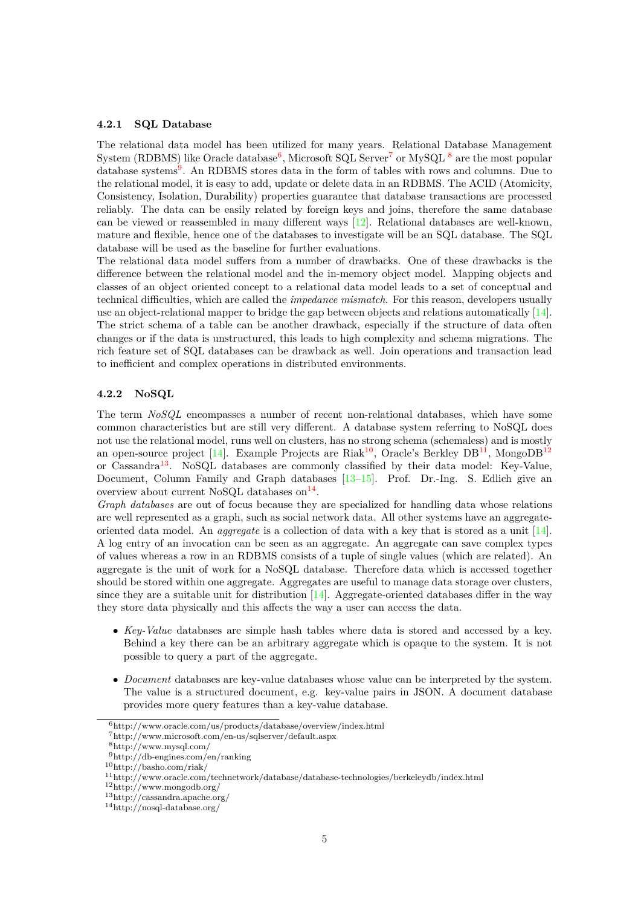#### 4.2.1 SQL Database

The relational data model has been utilized for many years. Relational Database Management System (RDBMS) like Oracle database[6], Microsoft SQL Server[7] or MySQL [8] are the most popular database systems[9]. An RDBMS stores data in the form of tables with rows and columns. Due to the relational model, it is easy to add, update or delete data in an RDBMS. The ACID (Atomicity, Consistency, Isolation, Durability) properties guarantee that database transactions are processed reliably. The data can be easily related by foreign keys and joins, therefore the same database can be viewed or reassembled in many different ways [12]. Relational databases are well-known, mature and flexible, hence one of the databases to investigate will be an SQL database. The SQL database will be used as the baseline for further evaluations.

The relational data model suffers from a number of drawbacks. One of these drawbacks is the difference between the relational model and the in-memory object model. Mapping objects and classes of an object oriented concept to a relational data model leads to a set of conceptual and technical difficulties, which are called the *impedance mismatch*. For this reason, developers usually use an object-relational mapper to bridge the gap between objects and relations automatically [14]. The strict schema of a table can be another drawback, especially if the structure of data often changes or if the data is unstructured, this leads to high complexity and schema migrations. The rich feature set of SQL databases can be drawback as well. Join operations and transaction lead to inefficient and complex operations in distributed environments.

#### 4.2.2 NoSQL

The term *NoSQL* encompasses a number of recent non-relational databases, which have some common characteristics but are still very different. A database system referring to NoSQL does not use the relational model, runs well on clusters, has no strong schema (schemaless) and is mostly an open-source project [14]. Example Projects are Riak[10], Oracle's Berkley DB[11], MongoDB[12] or Cassandra[13]. NoSQL databases are commonly classified by their data model: Key-Value, Document, Column Family and Graph databases [13–15]. Prof. Dr.-Ing. S. Edlich give an overview about current NoSQL databases on[14].

*Graph databases* are out of focus because they are specialized for handling data whose relations are well represented as a graph, such as social network data. All other systems have an aggregate-oriented data model. An *aggregate* is a collection of data with a key that is stored as a unit [14]. A log entry of an invocation can be seen as an aggregate. An aggregate can save complex types of values whereas a row in an RDBMS consists of a tuple of single values (which are related). An aggregate is the unit of work for a NoSQL database. Therefore data which is accessed together should be stored within one aggregate. Aggregates are useful to manage data storage over clusters, since they are a suitable unit for distribution [14]. Aggregate-oriented databases differ in the way they store data physically and this affects the way a user can access the data.

- *Key-Value* databases are simple hash tables where data is stored and accessed by a key. Behind a key there can be an arbitrary aggregate which is opaque to the system. It is not possible to query a part of the aggregate.
- *Document* databases are key-value databases whose value can be interpreted by the system. The value is a structured document, e.g. key-value pairs in JSON. A document database provides more query features than a key-value database.

---

[6] http://www.oracle.com/us/products/database/overview/index.html
[7] http://www.microsoft.com/en-us/sqlserver/default.aspx
[8] http://www.mysql.com/
[9] http://db-engines.com/en/ranking
[10] http://basho.com/riak/
[11] http://www.oracle.com/technetwork/database/database-technologies/berkeleydb/index.html
[12] http://www.mongodb.org/
[13] http://cassandra.apache.org/
[14] http://nosql-database.org/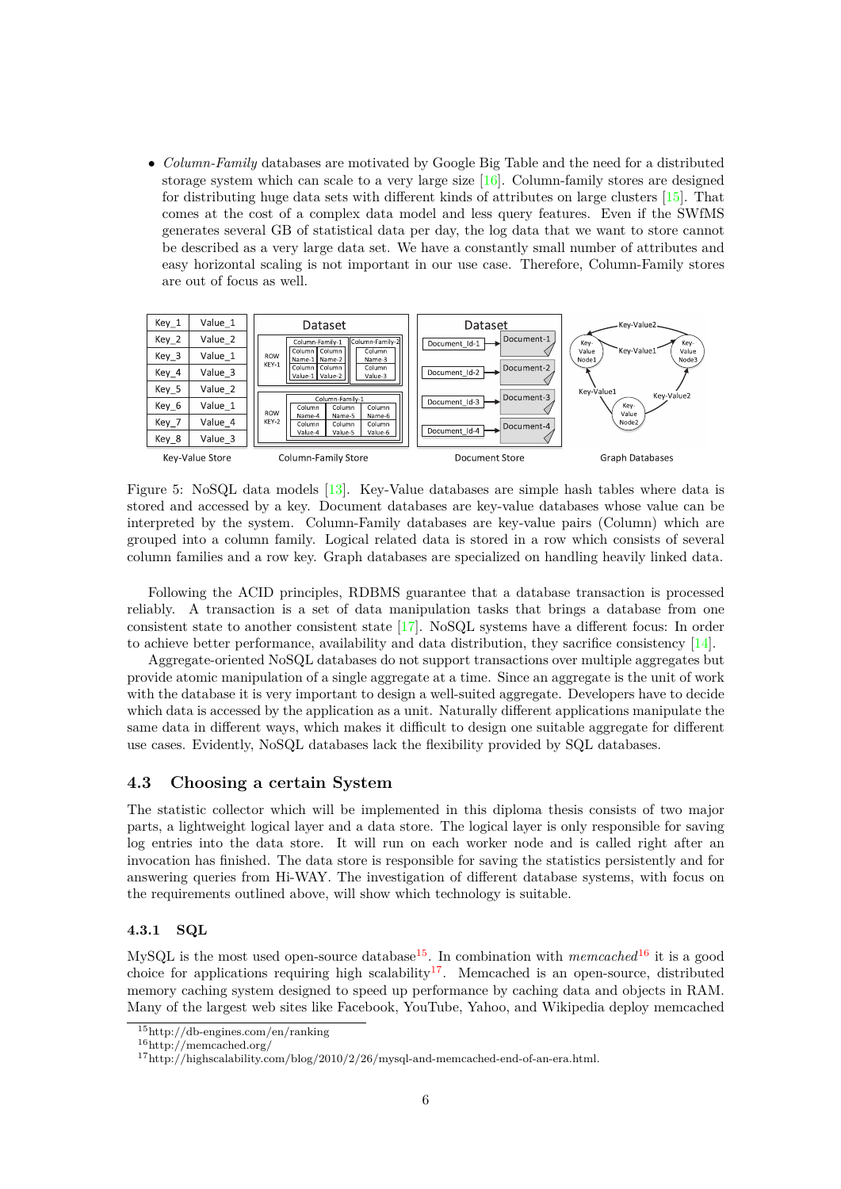- *Column-Family* databases are motivated by Google Big Table and the need for a distributed storage system which can scale to a very large size [16]. Column-family stores are designed for distributing huge data sets with different kinds of attributes on large clusters [15]. That comes at the cost of a complex data model and less query features. Even if the SWfMS generates several GB of statistical data per day, the log data that we want to store cannot be described as a very large data set. We have a constantly small number of attributes and easy horizontal scaling is not important in our use case. Therefore, Column-Family stores are out of focus as well.

Figure 5: NoSQL data models [13]. Key-Value databases are simple hash tables where data is stored and accessed by a key. Document databases are key-value databases whose value can be interpreted by the system. Column-Family databases are key-value pairs (Column) which are grouped into a column family. Logical related data is stored in a row which consists of several column families and a row key. Graph databases are specialized on handling heavily linked data.

Following the ACID principles, RDBMS guarantee that a database transaction is processed reliably. A transaction is a set of data manipulation tasks that brings a database from one consistent state to another consistent state [17]. NoSQL systems have a different focus: In order to achieve better performance, availability and data distribution, they sacrifice consistency [14].

Aggregate-oriented NoSQL databases do not support transactions over multiple aggregates but provide atomic manipulation of a single aggregate at a time. Since an aggregate is the unit of work with the database it is very important to design a well-suited aggregate. Developers have to decide which data is accessed by the application as a unit. Naturally different applications manipulate the same data in different ways, which makes it difficult to design one suitable aggregate for different use cases. Evidently, NoSQL databases lack the flexibility provided by SQL databases.

## 4.3 Choosing a certain System

The statistic collector which will be implemented in this diploma thesis consists of two major parts, a lightweight logical layer and a data store. The logical layer is only responsible for saving log entries into the data store. It will run on each worker node and is called right after an invocation has finished. The data store is responsible for saving the statistics persistently and for answering queries from Hi-WAY. The investigation of different database systems, with focus on the requirements outlined above, will show which technology is suitable.

### 4.3.1 SQL

MySQL is the most used open-source database[15]. In combination with *memcached*[16] it is a good choice for applications requiring high scalability[17]. Memcached is an open-source, distributed memory caching system designed to speed up performance by caching data and objects in RAM. Many of the largest web sites like Facebook, YouTube, Yahoo, and Wikipedia deploy memcached

[15] http://db-engines.com/en/ranking

[16] http://memcached.org/

[17] http://highscalability.com/blog/2010/2/26/mysql-and-memcached-end-of-an-era.html.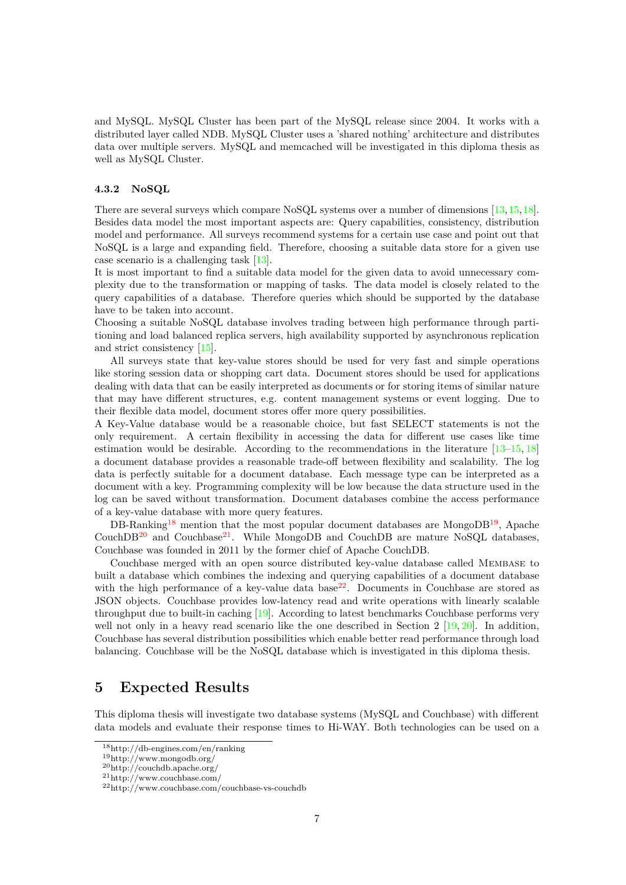and MySQL. MySQL Cluster has been part of the MySQL release since 2004. It works with a distributed layer called NDB. MySQL Cluster uses a 'shared nothing' architecture and distributes data over multiple servers. MySQL and memcached will be investigated in this diploma thesis as well as MySQL Cluster.

### 4.3.2 NoSQL

There are several surveys which compare NoSQL systems over a number of dimensions [13, 15, 18]. Besides data model the most important aspects are: Query capabilities, consistency, distribution model and performance. All surveys recommend systems for a certain use case and point out that NoSQL is a large and expanding field. Therefore, choosing a suitable data store for a given use case scenario is a challenging task [13].
It is most important to find a suitable data model for the given data to avoid unnecessary complexity due to the transformation or mapping of tasks. The data model is closely related to the query capabilities of a database. Therefore queries which should be supported by the database have to be taken into account.
Choosing a suitable NoSQL database involves trading between high performance through partitioning and load balanced replica servers, high availability supported by asynchronous replication and strict consistency [15].

All surveys state that key-value stores should be used for very fast and simple operations like storing session data or shopping cart data. Document stores should be used for applications dealing with data that can be easily interpreted as documents or for storing items of similar nature that may have different structures, e.g. content management systems or event logging. Due to their flexible data model, document stores offer more query possibilities.
A Key-Value database would be a reasonable choice, but fast SELECT statements is not the only requirement. A certain flexibility in accessing the data for different use cases like time estimation would be desirable. According to the recommendations in the literature [13–15, 18] a document database provides a reasonable trade-off between flexibility and scalability. The log data is perfectly suitable for a document database. Each message type can be interpreted as a document with a key. Programming complexity will be low because the data structure used in the log can be saved without transformation. Document databases combine the access performance of a key-value database with more query features.

DB-Ranking[18] mention that the most popular document databases are MongoDB[19], Apache CouchDB[20] and Couchbase[21]. While MongoDB and CouchDB are mature NoSQL databases, Couchbase was founded in 2011 by the former chief of Apache CouchDB.

Couchbase merged with an open source distributed key-value database called MEMBASE to built a database which combines the indexing and querying capabilities of a document database with the high performance of a key-value data base[22]. Documents in Couchbase are stored as JSON objects. Couchbase provides low-latency read and write operations with linearly scalable throughput due to built-in caching [19]. According to latest benchmarks Couchbase performs very well not only in a heavy read scenario like the one described in Section 2 [19, 20]. In addition, Couchbase has several distribution possibilities which enable better read performance through load balancing. Couchbase will be the NoSQL database which is investigated in this diploma thesis.

## 5 Expected Results

This diploma thesis will investigate two database systems (MySQL and Couchbase) with different data models and evaluate their response times to Hi-WAY. Both technologies can be used on a

[18] http://db-engines.com/en/ranking
[19] http://www.mongodb.org/
[20] http://couchdb.apache.org/
[21] http://www.couchbase.com/
[22] http://www.couchbase.com/couchbase-vs-couchdb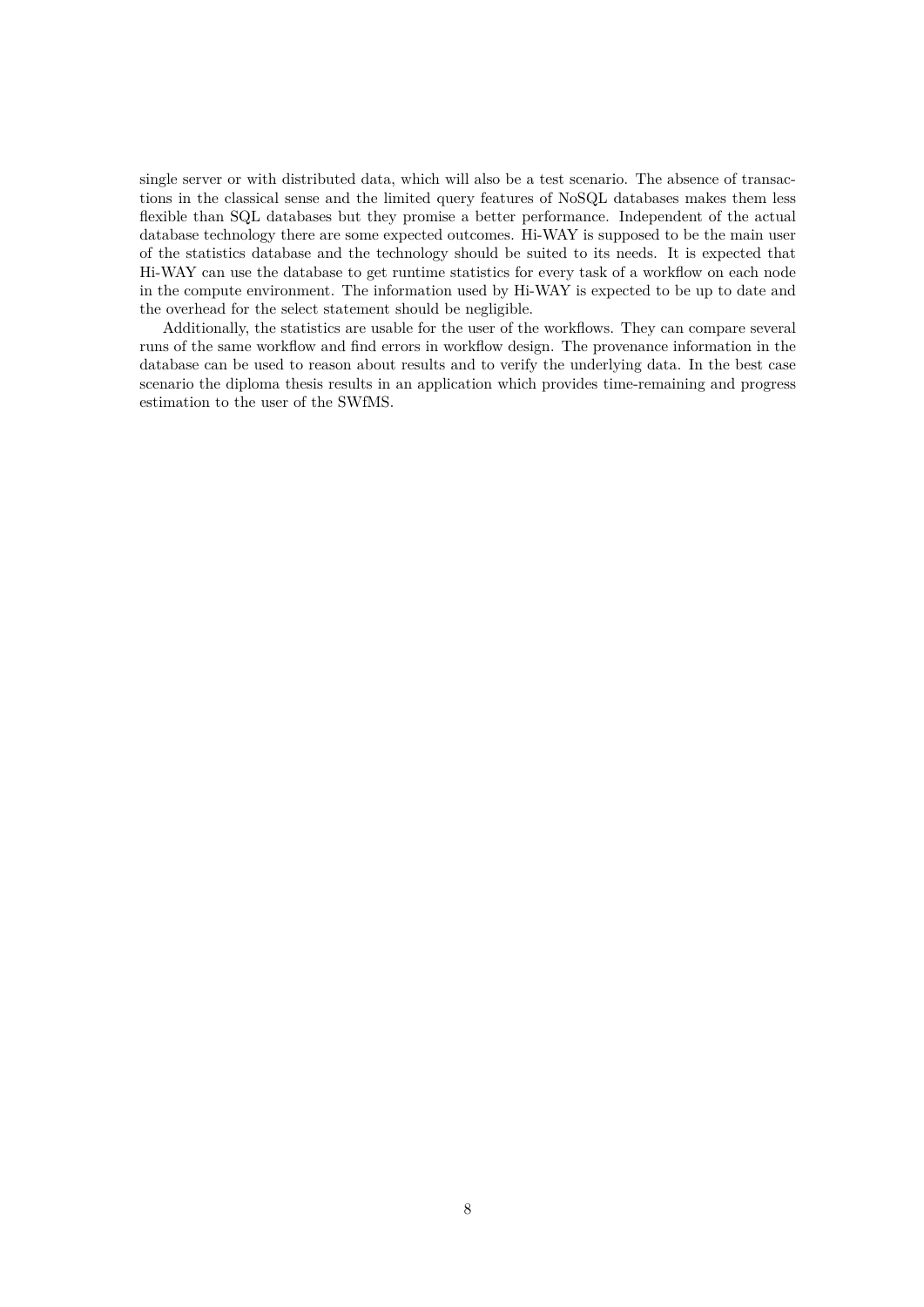single server or with distributed data, which will also be a test scenario. The absence of transactions in the classical sense and the limited query features of NoSQL databases makes them less flexible than SQL databases but they promise a better performance. Independent of the actual database technology there are some expected outcomes. Hi-WAY is supposed to be the main user of the statistics database and the technology should be suited to its needs. It is expected that Hi-WAY can use the database to get runtime statistics for every task of a workflow on each node in the compute environment. The information used by Hi-WAY is expected to be up to date and the overhead for the select statement should be negligible.

Additionally, the statistics are usable for the user of the workflows. They can compare several runs of the same workflow and find errors in workflow design. The provenance information in the database can be used to reason about results and to verify the underlying data. In the best case scenario the diploma thesis results in an application which provides time-remaining and progress estimation to the user of the SWfMS.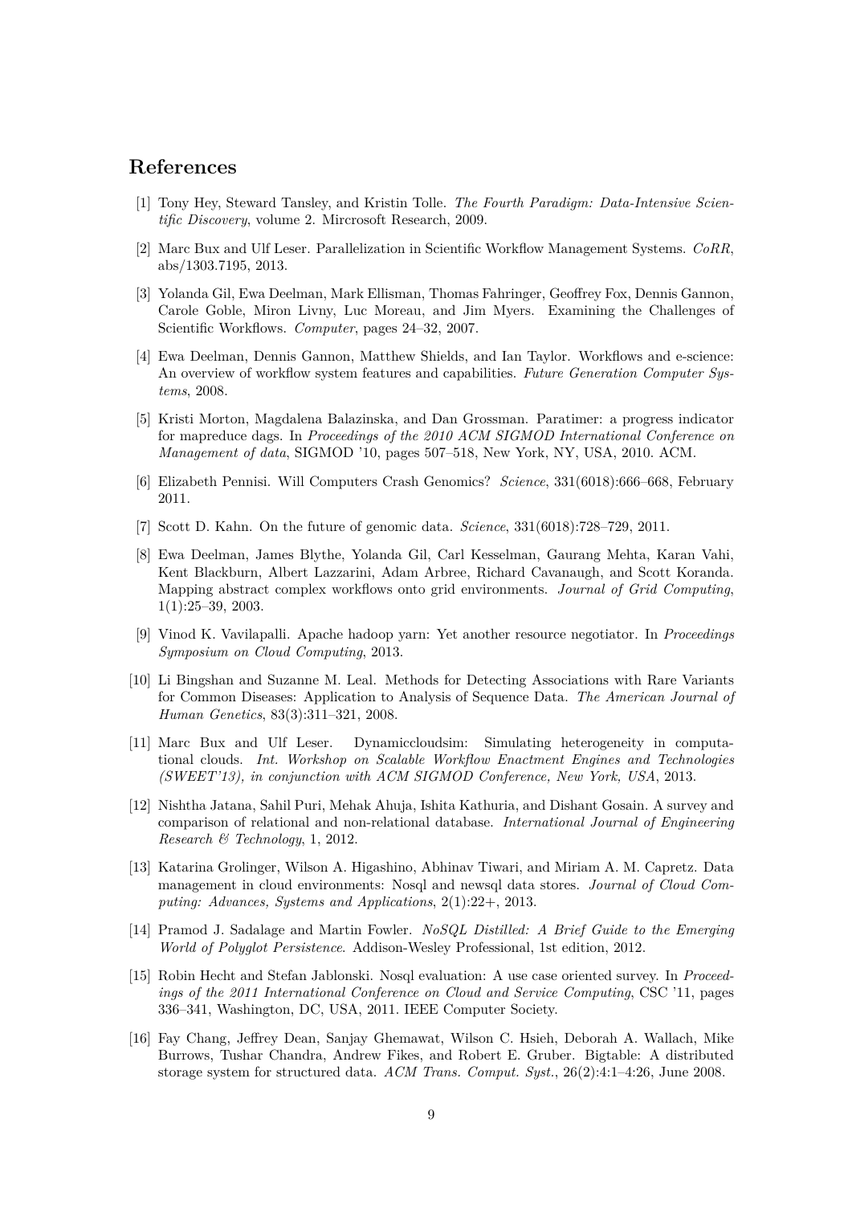## References

[1] Tony Hey, Steward Tansley, and Kristin Tolle. *The Fourth Paradigm: Data-Intensive Scientific Discovery*, volume 2. Mircrosoft Research, 2009.

[2] Marc Bux and Ulf Leser. Parallelization in Scientific Workflow Management Systems. *CoRR*, abs/1303.7195, 2013.

[3] Yolanda Gil, Ewa Deelman, Mark Ellisman, Thomas Fahringer, Geoffrey Fox, Dennis Gannon, Carole Goble, Miron Livny, Luc Moreau, and Jim Myers. Examining the Challenges of Scientific Workflows. *Computer*, pages 24–32, 2007.

[4] Ewa Deelman, Dennis Gannon, Matthew Shields, and Ian Taylor. Workflows and e-science: An overview of workflow system features and capabilities. *Future Generation Computer Systems*, 2008.

[5] Kristi Morton, Magdalena Balazinska, and Dan Grossman. Paratimer: a progress indicator for mapreduce dags. In *Proceedings of the 2010 ACM SIGMOD International Conference on Management of data*, SIGMOD '10, pages 507–518, New York, NY, USA, 2010. ACM.

[6] Elizabeth Pennisi. Will Computers Crash Genomics? *Science*, 331(6018):666–668, February 2011.

[7] Scott D. Kahn. On the future of genomic data. *Science*, 331(6018):728–729, 2011.

[8] Ewa Deelman, James Blythe, Yolanda Gil, Carl Kesselman, Gaurang Mehta, Karan Vahi, Kent Blackburn, Albert Lazzarini, Adam Arbree, Richard Cavanaugh, and Scott Koranda. Mapping abstract complex workflows onto grid environments. *Journal of Grid Computing*, 1(1):25–39, 2003.

[9] Vinod K. Vavilapalli. Apache hadoop yarn: Yet another resource negotiator. In *Proceedings Symposium on Cloud Computing*, 2013.

[10] Li Bingshan and Suzanne M. Leal. Methods for Detecting Associations with Rare Variants for Common Diseases: Application to Analysis of Sequence Data. *The American Journal of Human Genetics*, 83(3):311–321, 2008.

[11] Marc Bux and Ulf Leser. Dynamiccloudsim: Simulating heterogeneity in computational clouds. *Int. Workshop on Scalable Workflow Enactment Engines and Technologies (SWEET'13), in conjunction with ACM SIGMOD Conference, New York, USA*, 2013.

[12] Nishtha Jatana, Sahil Puri, Mehak Ahuja, Ishita Kathuria, and Dishant Gosain. A survey and comparison of relational and non-relational database. *International Journal of Engineering Research & Technology*, 1, 2012.

[13] Katarina Grolinger, Wilson A. Higashino, Abhinav Tiwari, and Miriam A. M. Capretz. Data management in cloud environments: Nosql and newsql data stores. *Journal of Cloud Computing: Advances, Systems and Applications*, 2(1):22+, 2013.

[14] Pramod J. Sadalage and Martin Fowler. *NoSQL Distilled: A Brief Guide to the Emerging World of Polyglot Persistence*. Addison-Wesley Professional, 1st edition, 2012.

[15] Robin Hecht and Stefan Jablonski. Nosql evaluation: A use case oriented survey. In *Proceedings of the 2011 International Conference on Cloud and Service Computing*, CSC '11, pages 336–341, Washington, DC, USA, 2011. IEEE Computer Society.

[16] Fay Chang, Jeffrey Dean, Sanjay Ghemawat, Wilson C. Hsieh, Deborah A. Wallach, Mike Burrows, Tushar Chandra, Andrew Fikes, and Robert E. Gruber. Bigtable: A distributed storage system for structured data. *ACM Trans. Comput. Syst.*, 26(2):4:1–4:26, June 2008.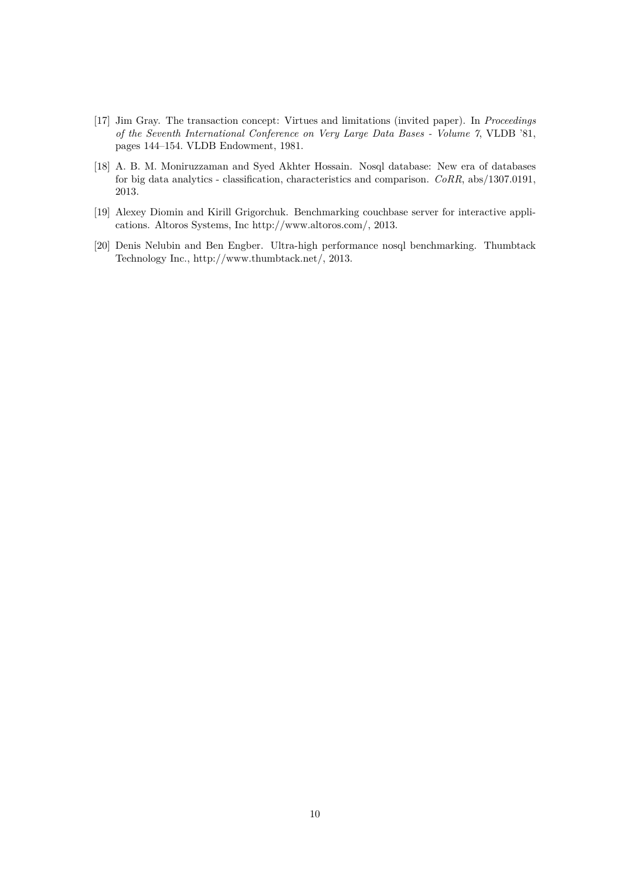[17] Jim Gray. The transaction concept: Virtues and limitations (invited paper). In *Proceedings of the Seventh International Conference on Very Large Data Bases - Volume 7*, VLDB '81, pages 144–154. VLDB Endowment, 1981.

[18] A. B. M. Moniruzzaman and Syed Akhter Hossain. Nosql database: New era of databases for big data analytics - classification, characteristics and comparison. *CoRR*, abs/1307.0191, 2013.

[19] Alexey Diomin and Kirill Grigorchuk. Benchmarking couchbase server for interactive applications. Altoros Systems, Inc http://www.altoros.com/, 2013.

[20] Denis Nelubin and Ben Engber. Ultra-high performance nosql benchmarking. Thumbtack Technology Inc., http://www.thumbtack.net/, 2013.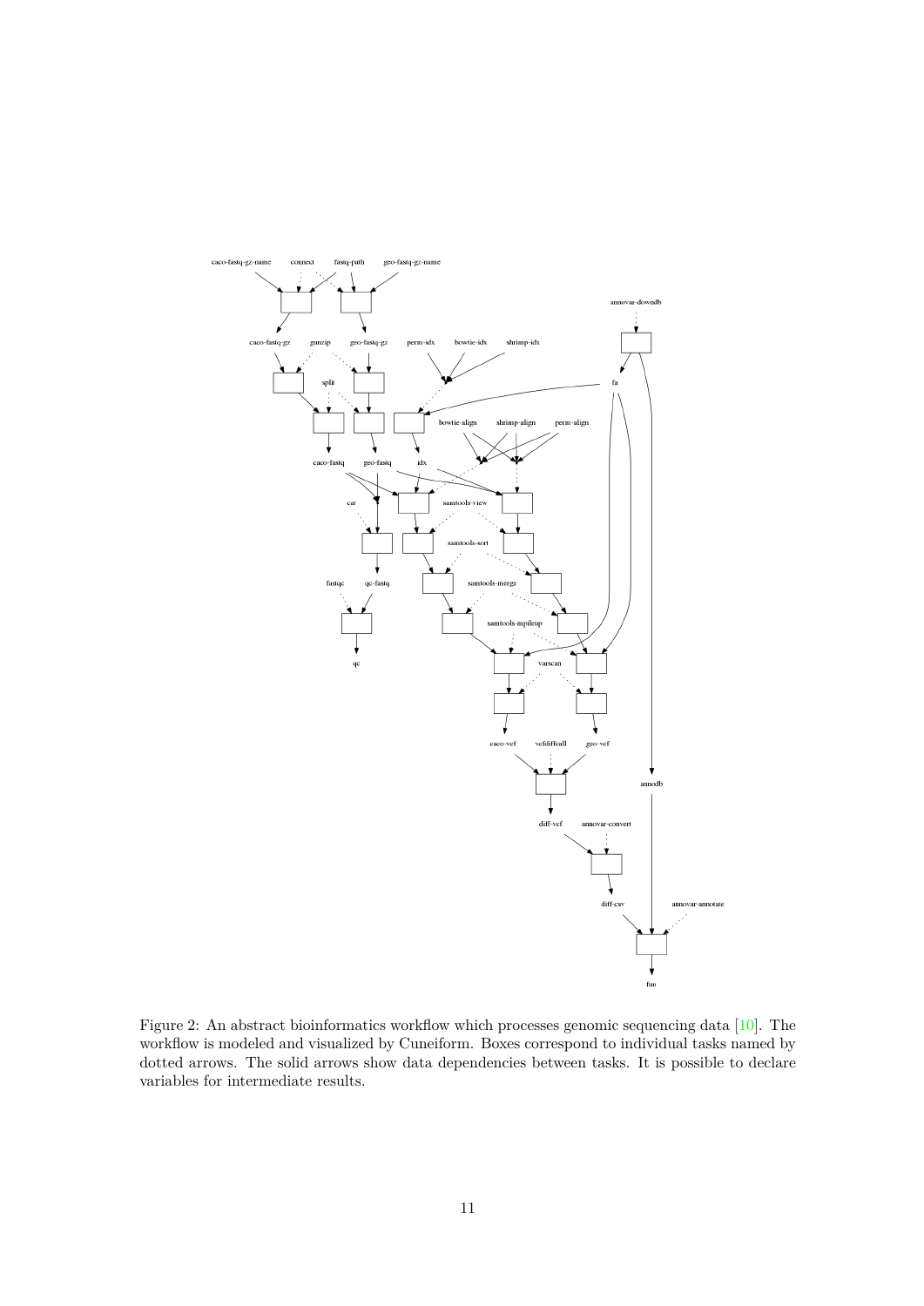Figure 2: An abstract bioinformatics workflow which processes genomic sequencing data [10]. The workflow is modeled and visualized by Cuneiform. Boxes correspond to individual tasks named by dotted arrows. The solid arrows show data dependencies between tasks. It is possible to declare variables for intermediate results.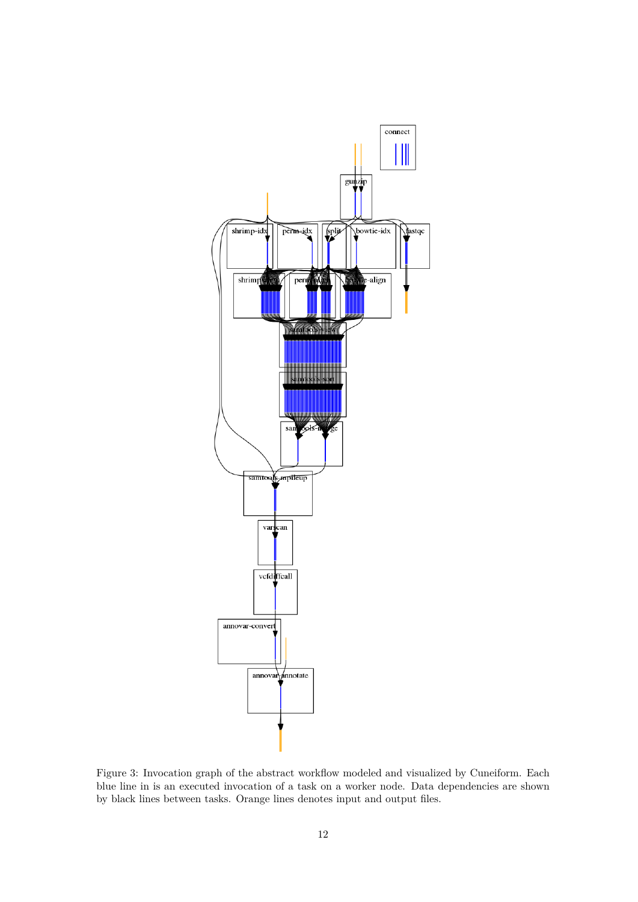Figure 3: Invocation graph of the abstract workflow modeled and visualized by Cuneiform. Each blue line in is an executed invocation of a task on a worker node. Data dependencies are shown by black lines between tasks. Orange lines denotes input and output files.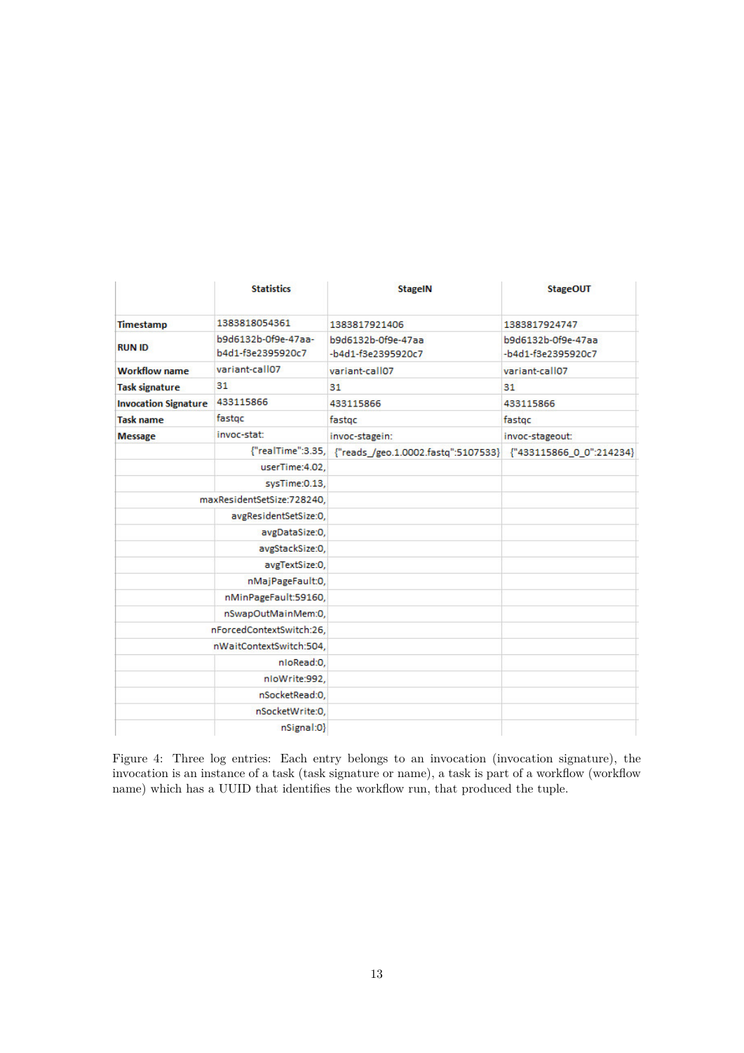| | Statistics | StageIN | StageOUT |
|---|---|---|---|
| **Timestamp** | 1383818054361 | 1383817921406 | 1383817924747 |
| **RUN ID** | b9d6132b-0f9e-47aa-b4d1-f3e2395920c7 | b9d6132b-0f9e-47aa-b4d1-f3e2395920c7 | b9d6132b-0f9e-47aa-b4d1-f3e2395920c7 |
| **Workflow name** | variant-call07 | variant-call07 | variant-call07 |
| **Task signature** | 31 | 31 | 31 |
| **Invocation Signature** | 433115866 | 433115866 | 433115866 |
| **Task name** | fastqc | fastqc | fastqc |
| **Message** | invoc-stat: | invoc-stagein: | invoc-stageout: |
| | {"realTime":3.35, | {"reads_/geo.1.0002.fastq":5107533} | {"433115866_0_0":214234} |
| | userTime:4.02, | | |
| | sysTime:0.13, | | |
| | maxResidentSetSize:728240, | | |
| | avgResidentSetSize:0, | | |
| | avgDataSize:0, | | |
| | avgStackSize:0, | | |
| | avgTextSize:0, | | |
| | nMajPageFault:0, | | |
| | nMinPageFault:59160, | | |
| | nSwapOutMainMem:0, | | |
| | nForcedContextSwitch:26, | | |
| | nWaitContextSwitch:504, | | |
| | nIoRead:0, | | |
| | nIoWrite:992, | | |
| | nSocketRead:0, | | |
| | nSocketWrite:0, | | |
| | nSignal:0} | | |

Figure 4: Three log entries: Each entry belongs to an invocation (invocation signature), the invocation is an instance of a task (task signature or name), a task is part of a workflow (workflow name) which has a UUID that identifies the workflow run, that produced the tuple.